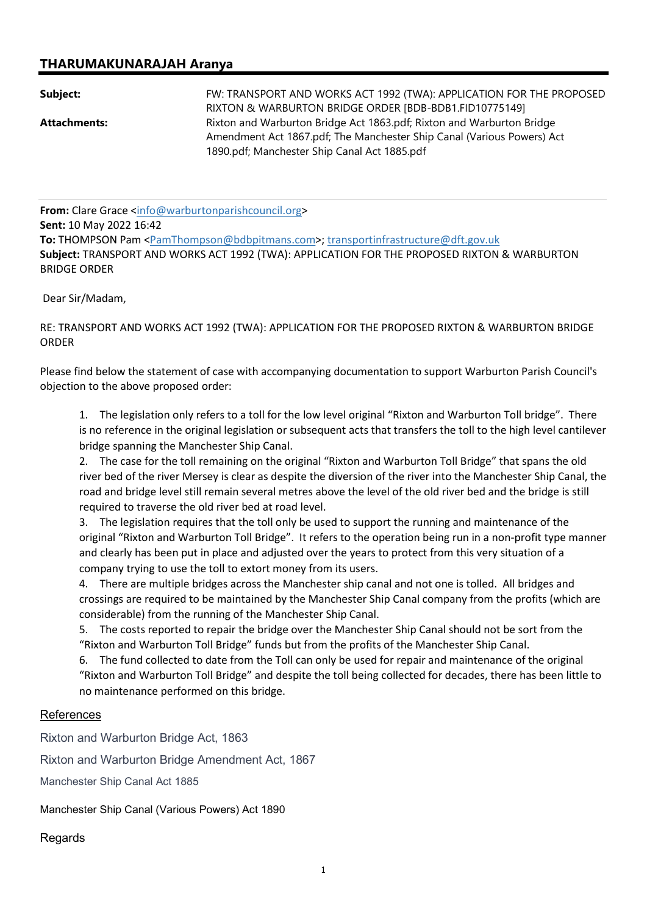## THARUMAKUNARAJAH Aranya

**Subject:** FW: TRANSPORT AND WORKS ACT 1992 (TWA): APPLICATION FOR THE PROPOSED RIXTON & WARBURTON BRIDGE ORDER [BDB-BDB1.FID10775149]

**Attachments:** Rixton and Warburton Bridge Act 1863.pdf; Rixton and Warburton Bridge Amendment Act 1867.pdf; The Manchester Ship Canal (Various Powers) Act 1890.pdf; Manchester Ship Canal Act 1885.pdf

---

**From:** Clare Grace <info@warburtonparishcouncil.org>
**Sent:** 10 May 2022 16:42
**To:** THOMPSON Pam <PamThompson@bdbpitmans.com>; transportinfrastructure@dft.gov.uk
**Subject:** TRANSPORT AND WORKS ACT 1992 (TWA): APPLICATION FOR THE PROPOSED RIXTON & WARBURTON BRIDGE ORDER

Dear Sir/Madam,

RE: TRANSPORT AND WORKS ACT 1992 (TWA): APPLICATION FOR THE PROPOSED RIXTON & WARBURTON BRIDGE ORDER

Please find below the statement of case with accompanying documentation to support Warburton Parish Council's objection to the above proposed order:

1. The legislation only refers to a toll for the low level original "Rixton and Warburton Toll bridge". There is no reference in the original legislation or subsequent acts that transfers the toll to the high level cantilever bridge spanning the Manchester Ship Canal.
2. The case for the toll remaining on the original "Rixton and Warburton Toll Bridge" that spans the old river bed of the river Mersey is clear as despite the diversion of the river into the Manchester Ship Canal, the road and bridge level still remain several metres above the level of the old river bed and the bridge is still required to traverse the old river bed at road level.
3. The legislation requires that the toll only be used to support the running and maintenance of the original "Rixton and Warburton Toll Bridge". It refers to the operation being run in a non-profit type manner and clearly has been put in place and adjusted over the years to protect from this very situation of a company trying to use the toll to extort money from its users.
4. There are multiple bridges across the Manchester ship canal and not one is tolled. All bridges and crossings are required to be maintained by the Manchester Ship Canal company from the profits (which are considerable) from the running of the Manchester Ship Canal.
5. The costs reported to repair the bridge over the Manchester Ship Canal should not be sort from the "Rixton and Warburton Toll Bridge" funds but from the profits of the Manchester Ship Canal.
6. The fund collected to date from the Toll can only be used for repair and maintenance of the original "Rixton and Warburton Toll Bridge" and despite the toll being collected for decades, there has been little to no maintenance performed on this bridge.

References

Rixton and Warburton Bridge Act, 1863

Rixton and Warburton Bridge Amendment Act, 1867

Manchester Ship Canal Act 1885

Manchester Ship Canal (Various Powers) Act 1890

Regards